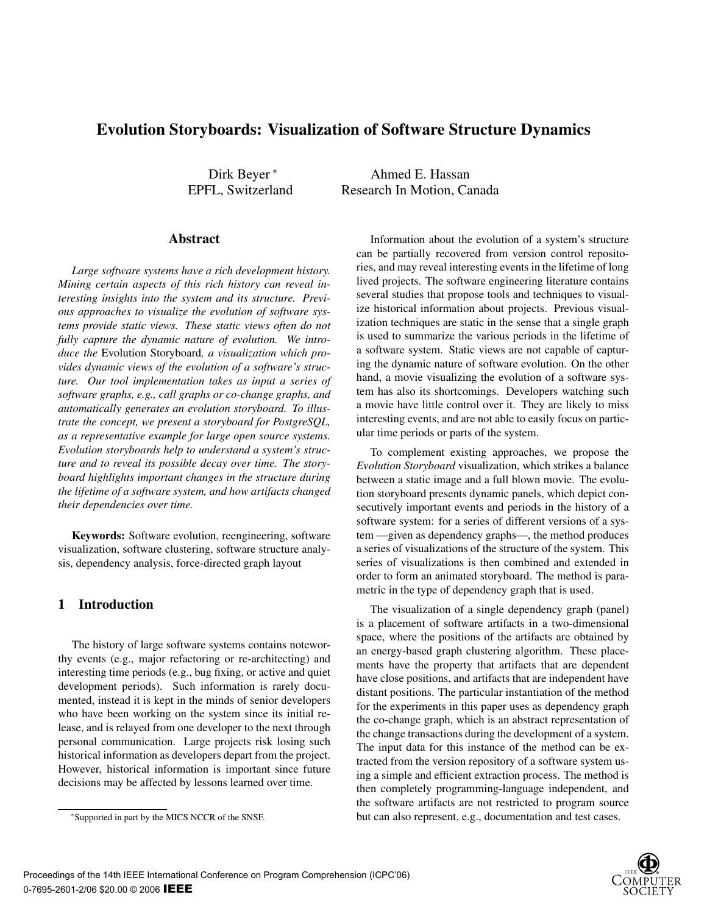# Evolution Storyboards: Visualization of Software Structure Dynamics

Dirk Beyer [*]
EPFL, Switzerland

Ahmed E. Hassan
Research In Motion, Canada

## Abstract

*Large software systems have a rich development history. Mining certain aspects of this rich history can reveal interesting insights into the system and its structure. Previous approaches to visualize the evolution of software systems provide static views. These static views often do not fully capture the dynamic nature of evolution. We introduce the* Evolution Storyboard*, a visualization which provides dynamic views of the evolution of a software's structure. Our tool implementation takes as input a series of software graphs, e.g., call graphs or co-change graphs, and automatically generates an evolution storyboard. To illustrate the concept, we present a storyboard for PostgreSQL, as a representative example for large open source systems. Evolution storyboards help to understand a system's structure and to reveal its possible decay over time. The storyboard highlights important changes in the structure during the lifetime of a software system, and how artifacts changed their dependencies over time.*

**Keywords:** Software evolution, reengineering, software visualization, software clustering, software structure analysis, dependency analysis, force-directed graph layout

## 1 Introduction

The history of large software systems contains noteworthy events (e.g., major refactoring or re-architecting) and interesting time periods (e.g., bug fixing, or active and quiet development periods). Such information is rarely documented, instead it is kept in the minds of senior developers who have been working on the system since its initial release, and is relayed from one developer to the next through personal communication. Large projects risk losing such historical information as developers depart from the project. However, historical information is important since future decisions may be affected by lessons learned over time.

[*] Supported in part by the MICS NCCR of the SNSF.

Information about the evolution of a system's structure can be partially recovered from version control repositories, and may reveal interesting events in the lifetime of long lived projects. The software engineering literature contains several studies that propose tools and techniques to visualize historical information about projects. Previous visualization techniques are static in the sense that a single graph is used to summarize the various periods in the lifetime of a software system. Static views are not capable of capturing the dynamic nature of software evolution. On the other hand, a movie visualizing the evolution of a software system has also its shortcomings. Developers watching such a movie have little control over it. They are likely to miss interesting events, and are not able to easily focus on particular time periods or parts of the system.

To complement existing approaches, we propose the *Evolution Storyboard* visualization, which strikes a balance between a static image and a full blown movie. The evolution storyboard presents dynamic panels, which depict consecutively important events and periods in the history of a software system: for a series of different versions of a system —given as dependency graphs—, the method produces a series of visualizations of the structure of the system. This series of visualizations is then combined and extended in order to form an animated storyboard. The method is parametric in the type of dependency graph that is used.

The visualization of a single dependency graph (panel) is a placement of software artifacts in a two-dimensional space, where the positions of the artifacts are obtained by an energy-based graph clustering algorithm. These placements have the property that artifacts that are dependent have close positions, and artifacts that are independent have distant positions. The particular instantiation of the method for the experiments in this paper uses as dependency graph the co-change graph, which is an abstract representation of the change transactions during the development of a system. The input data for this instance of the method can be extracted from the version repository of a software system using a simple and efficient extraction process. The method is then completely programming-language independent, and the software artifacts are not restricted to program source but can also represent, e.g., documentation and test cases.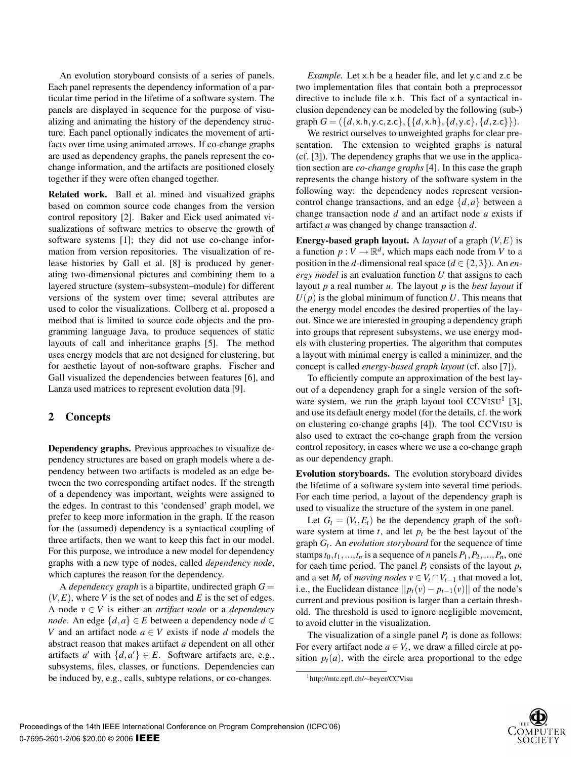An evolution storyboard consists of a series of panels. Each panel represents the dependency information of a particular time period in the lifetime of a software system. The panels are displayed in sequence for the purpose of visualizing and animating the history of the dependency structure. Each panel optionally indicates the movement of artifacts over time using animated arrows. If co-change graphs are used as dependency graphs, the panels represent the co-change information, and the artifacts are positioned closely together if they were often changed together.

**Related work.** Ball et al. mined and visualized graphs based on common source code changes from the version control repository [2]. Baker and Eick used animated visualizations of software metrics to observe the growth of software systems [1]; they did not use co-change information from version repositories. The visualization of release histories by Gall et al. [8] is produced by generating two-dimensional pictures and combining them to a layered structure (system–subsystem–module) for different versions of the system over time; several attributes are used to color the visualizations. Collberg et al. proposed a method that is limited to source code objects and the programming language Java, to produce sequences of static layouts of call and inheritance graphs [5]. The method uses energy models that are not designed for clustering, but for aesthetic layout of non-software graphs. Fischer and Gall visualized the dependencies between features [6], and Lanza used matrices to represent evolution data [9].

## 2 Concepts

**Dependency graphs.** Previous approaches to visualize dependency structures are based on graph models where a dependency between two artifacts is modeled as an edge between the two corresponding artifact nodes. If the strength of a dependency was important, weights were assigned to the edges. In contrast to this 'condensed' graph model, we prefer to keep more information in the graph. If the reason for the (assumed) dependency is a syntactical coupling of three artifacts, then we want to keep this fact in our model. For this purpose, we introduce a new model for dependency graphs with a new type of nodes, called *dependency node*, which captures the reason for the dependency.

A *dependency graph* is a bipartite, undirected graph $G = (V, E)$, where $V$ is the set of nodes and $E$ is the set of edges. A node $v \in V$ is either an *artifact node* or a *dependency node*. An edge $\{d, a\} \in E$ between a dependency node $d \in V$ and an artifact node $a \in V$ exists if node $d$ models the abstract reason that makes artifact $a$ dependent on all other artifacts $a'$ with $\{d, a'\} \in E$. Software artifacts are, e.g., subsystems, files, classes, or functions. Dependencies can be induced by, e.g., calls, subtype relations, or co-changes.

*Example.* Let x.h be a header file, and let y.c and z.c be two implementation files that contain both a preprocessor directive to include file x.h. This fact of a syntactical inclusion dependency can be modeled by the following (sub-)graph $G = (\{d, \mathsf{x.h}, \mathsf{y.c}, \mathsf{z.c}\}, \{\{d, \mathsf{x.h}\}, \{d, \mathsf{y.c}\}, \{d, \mathsf{z.c}\}\})$.

We restrict ourselves to unweighted graphs for clear presentation. The extension to weighted graphs is natural (cf. [3]). The dependency graphs that we use in the application section are *co-change graphs* [4]. In this case the graph represents the change history of the software system in the following way: the dependency nodes represent version-control change transactions, and an edge $\{d, a\}$ between a change transaction node $d$ and an artifact node $a$ exists if artifact $a$ was changed by change transaction $d$.

**Energy-based graph layout.** A *layout* of a graph $(V, E)$ is a function $p : V \to \mathbb{R}^d$, which maps each node from $V$ to a position in the $d$-dimensional real space ($d \in \{2, 3\}$). An *energy model* is an evaluation function $U$ that assigns to each layout $p$ a real number $u$. The layout $p$ is the *best layout* if $U(p)$ is the global minimum of function $U$. This means that the energy model encodes the desired properties of the layout. Since we are interested in grouping a dependency graph into groups that represent subsystems, we use energy models with clustering properties. The algorithm that computes a layout with minimal energy is called a minimizer, and the concept is called *energy-based graph layout* (cf. also [7]).

To efficiently compute an approximation of the best layout of a dependency graph for a single version of the software system, we run the graph layout tool CCVISU[1] [3], and use its default energy model (for the details, cf. the work on clustering co-change graphs [4]). The tool CCVISU is also used to extract the co-change graph from the version control repository, in cases where we use a co-change graph as our dependency graph.

**Evolution storyboards.** The evolution storyboard divides the lifetime of a software system into several time periods. For each time period, a layout of the dependency graph is used to visualize the structure of the system in one panel.

Let $G_t = (V_t, E_t)$ be the dependency graph of the software system at time $t$, and let $p_t$ be the best layout of the graph $G_t$. An *evolution storyboard* for the sequence of time stamps $t_0, t_1, \ldots, t_n$ is a sequence of $n$ panels $P_1, P_2, \ldots, P_n$, one for each time period. The panel $P_t$ consists of the layout $p_t$ and a set $M_t$ of *moving nodes* $v \in V_t \cap V_{t-1}$ that moved a lot, i.e., the Euclidean distance $||p_t(v) - p_{t-1}(v)||$ of the node's current and previous position is larger than a certain threshold. The threshold is used to ignore negligible movement, to avoid clutter in the visualization.

The visualization of a single panel $P_t$ is done as follows: For every artifact node $a \in V_t$, we draw a filled circle at position $p_t(a)$, with the circle area proportional to the edge

[1] http://mtc.epfl.ch/∼beyer/CCVisu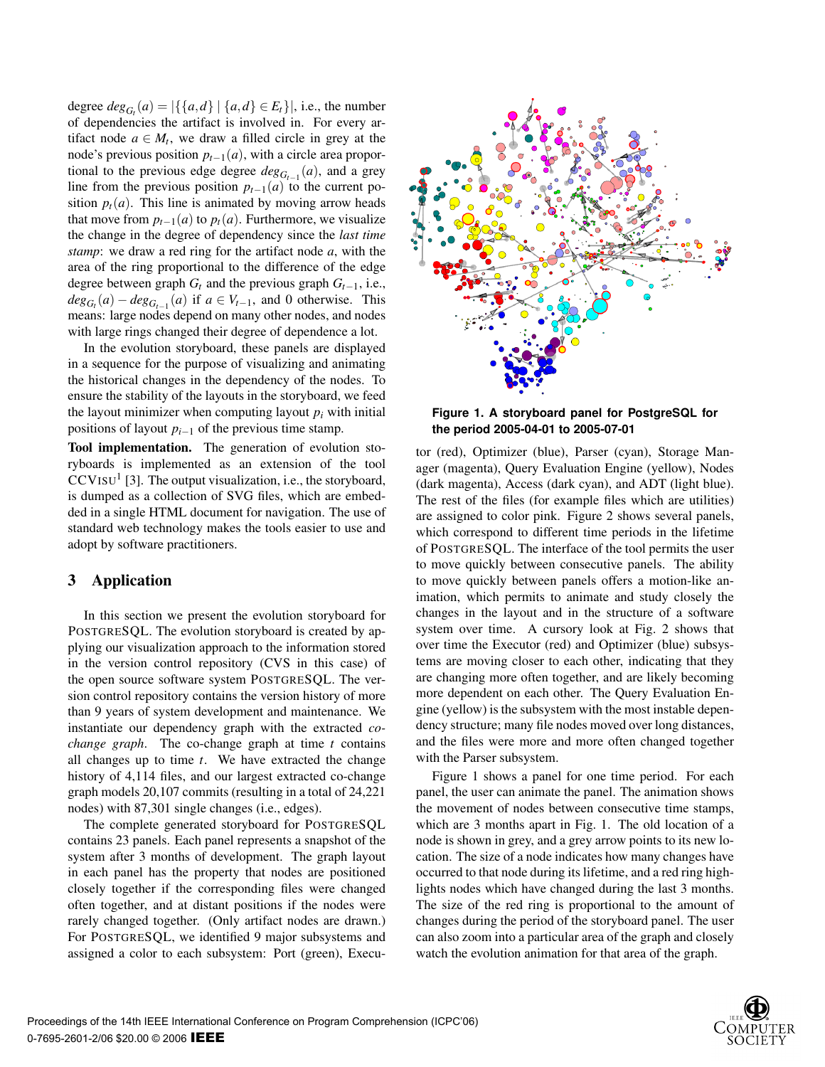degree $deg_{G_t}(a) = |\{\{a,d\} \mid \{a,d\} \in E_t\}|$, i.e., the number of dependencies the artifact is involved in. For every artifact node $a \in M_t$, we draw a filled circle in grey at the node's previous position $p_{t-1}(a)$, with a circle area proportional to the previous edge degree $deg_{G_{t-1}}(a)$, and a grey line from the previous position $p_{t-1}(a)$ to the current position $p_t(a)$. This line is animated by moving arrow heads that move from $p_{t-1}(a)$ to $p_t(a)$. Furthermore, we visualize the change in the degree of dependency since the *last time stamp*: we draw a red ring for the artifact node $a$, with the area of the ring proportional to the difference of the edge degree between graph $G_t$ and the previous graph $G_{t-1}$, i.e., $deg_{G_t}(a) - deg_{G_{t-1}}(a)$ if $a \in V_{t-1}$, and 0 otherwise. This means: large nodes depend on many other nodes, and nodes with large rings changed their degree of dependence a lot.

In the evolution storyboard, these panels are displayed in a sequence for the purpose of visualizing and animating the historical changes in the dependency of the nodes. To ensure the stability of the layouts in the storyboard, we feed the layout minimizer when computing layout $p_i$ with initial positions of layout $p_{i-1}$ of the previous time stamp.

**Tool implementation.** The generation of evolution storyboards is implemented as an extension of the tool CCVISU[1] [3]. The output visualization, i.e., the storyboard, is dumped as a collection of SVG files, which are embedded in a single HTML document for navigation. The use of standard web technology makes the tools easier to use and adopt by software practitioners.

## 3 Application

In this section we present the evolution storyboard for POSTGRESQL. The evolution storyboard is created by applying our visualization approach to the information stored in the version control repository (CVS in this case) of the open source software system POSTGRESQL. The version control repository contains the version history of more than 9 years of system development and maintenance. We instantiate our dependency graph with the extracted *co-change graph*. The co-change graph at time $t$ contains all changes up to time $t$. We have extracted the change history of 4,114 files, and our largest extracted co-change graph models 20,107 commits (resulting in a total of 24,221 nodes) with 87,301 single changes (i.e., edges).

The complete generated storyboard for POSTGRESQL contains 23 panels. Each panel represents a snapshot of the system after 3 months of development. The graph layout in each panel has the property that nodes are positioned closely together if the corresponding files were changed often together, and at distant positions if the nodes were rarely changed together. (Only artifact nodes are drawn.) For POSTGRESQL, we identified 9 major subsystems and assigned a color to each subsystem: Port (green), Executor (red), Optimizer (blue), Parser (cyan), Storage Manager (magenta), Query Evaluation Engine (yellow), Nodes (dark magenta), Access (dark cyan), and ADT (light blue). The rest of the files (for example files which are utilities) are assigned to color pink. Figure 2 shows several panels, which correspond to different time periods in the lifetime of POSTGRESQL. The interface of the tool permits the user to move quickly between consecutive panels. The ability to move quickly between panels offers a motion-like animation, which permits to animate and study closely the changes in the layout and in the structure of a software system over time. A cursory look at Fig. 2 shows that over time the Executor (red) and Optimizer (blue) subsystems are moving closer to each other, indicating that they are changing more often together, and are likely becoming more dependent on each other. The Query Evaluation Engine (yellow) is the subsystem with the most instable dependency structure; many file nodes moved over long distances, and the files were more and more often changed together with the Parser subsystem.

**Figure 1. A storyboard panel for PostgreSQL for the period 2005-04-01 to 2005-07-01**

Figure 1 shows a panel for one time period. For each panel, the user can animate the panel. The animation shows the movement of nodes between consecutive time stamps, which are 3 months apart in Fig. 1. The old location of a node is shown in grey, and a grey arrow points to its new location. The size of a node indicates how many changes have occurred to that node during its lifetime, and a red ring highlights nodes which have changed during the last 3 months. The size of the red ring is proportional to the amount of changes during the period of the storyboard panel. The user can also zoom into a particular area of the graph and closely watch the evolution animation for that area of the graph.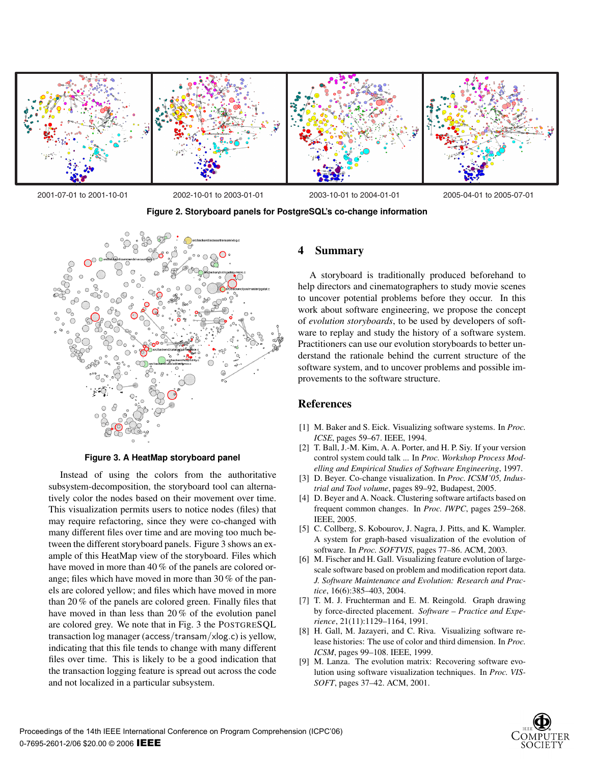2001-07-01 to 2001-10-01

2002-10-01 to 2003-01-01

2003-10-01 to 2004-01-01

2005-04-01 to 2005-07-01

**Figure 2. Storyboard panels for PostgreSQL's co-change information**

**Figure 3. A HeatMap storyboard panel**

Instead of using the colors from the authoritative subsystem-decomposition, the storyboard tool can alternatively color the nodes based on their movement over time. This visualization permits users to notice nodes (files) that may require refactoring, since they were co-changed with many different files over time and are moving too much between the different storyboard panels. Figure 3 shows an example of this HeatMap view of the storyboard. Files which have moved in more than 40 % of the panels are colored orange; files which have moved in more than 30 % of the panels are colored yellow; and files which have moved in more than 20 % of the panels are colored green. Finally files that have moved in than less than 20 % of the evolution panel are colored grey. We note that in Fig. 3 the POSTGRESQL transaction log manager (access/transam/xlog.c) is yellow, indicating that this file tends to change with many different files over time. This is likely to be a good indication that the transaction logging feature is spread out across the code and not localized in a particular subsystem.

## 4 Summary

A storyboard is traditionally produced beforehand to help directors and cinematographers to study movie scenes to uncover potential problems before they occur. In this work about software engineering, we propose the concept of *evolution storyboards*, to be used by developers of software to replay and study the history of a software system. Practitioners can use our evolution storyboards to better understand the rationale behind the current structure of the software system, and to uncover problems and possible improvements to the software structure.

## References

[1] M. Baker and S. Eick. Visualizing software systems. In *Proc. ICSE*, pages 59–67. IEEE, 1994.

[2] T. Ball, J.-M. Kim, A. A. Porter, and H. P. Siy. If your version control system could talk ... In *Proc. Workshop Process Modelling and Empirical Studies of Software Engineering*, 1997.

[3] D. Beyer. Co-change visualization. In *Proc. ICSM'05, Industrial and Tool volume*, pages 89–92, Budapest, 2005.

[4] D. Beyer and A. Noack. Clustering software artifacts based on frequent common changes. In *Proc. IWPC*, pages 259–268. IEEE, 2005.

[5] C. Collberg, S. Kobourov, J. Nagra, J. Pitts, and K. Wampler. A system for graph-based visualization of the evolution of software. In *Proc. SOFTVIS*, pages 77–86. ACM, 2003.

[6] M. Fischer and H. Gall. Visualizing feature evolution of large-scale software based on problem and modification report data. *J. Software Maintenance and Evolution: Research and Practice*, 16(6):385–403, 2004.

[7] T. M. J. Fruchterman and E. M. Reingold. Graph drawing by force-directed placement. *Software – Practice and Experience*, 21(11):1129–1164, 1991.

[8] H. Gall, M. Jazayeri, and C. Riva. Visualizing software release histories: The use of color and third dimension. In *Proc. ICSM*, pages 99–108. IEEE, 1999.

[9] M. Lanza. The evolution matrix: Recovering software evolution using software visualization techniques. In *Proc. VISSOFT*, pages 37–42. ACM, 2001.